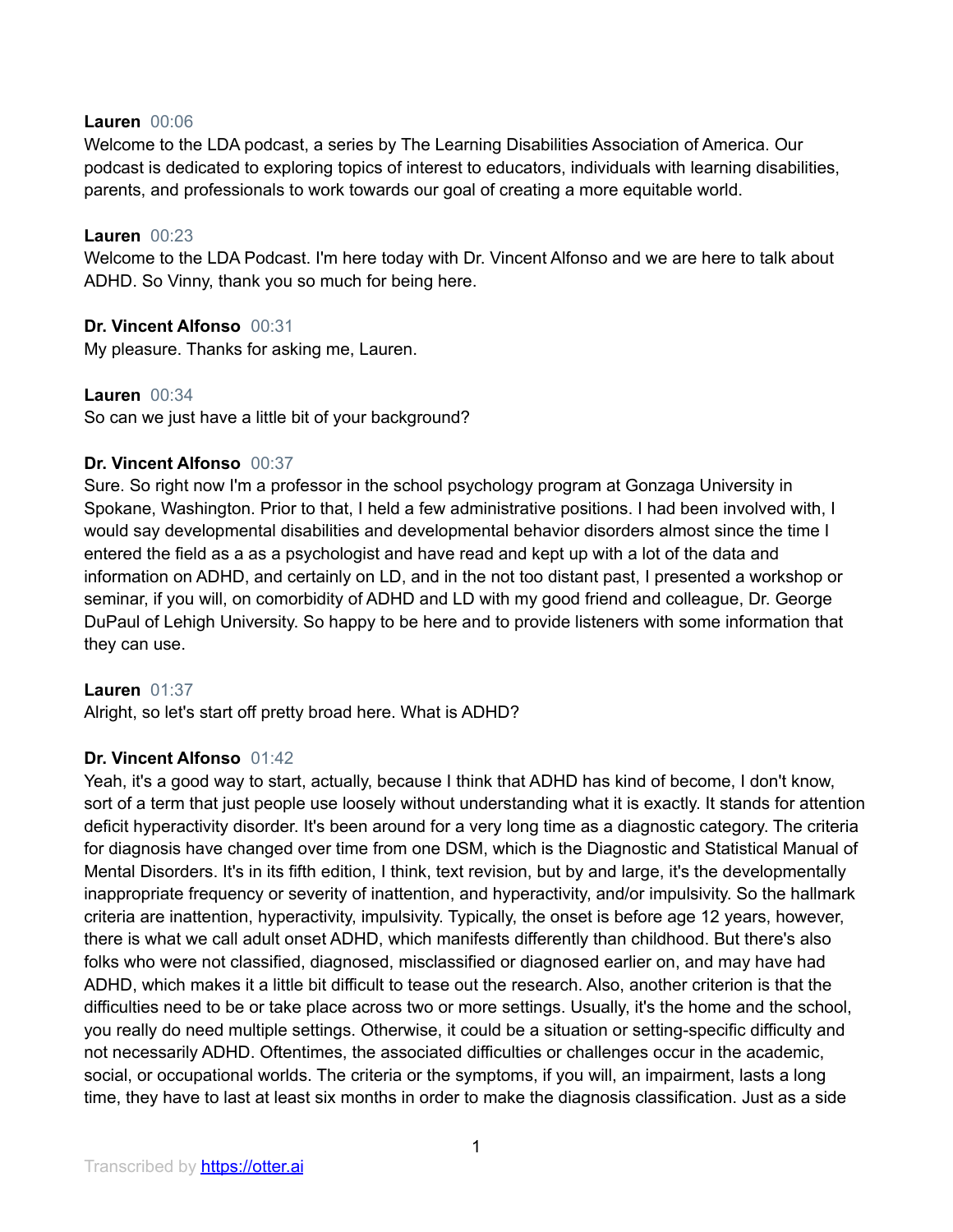**Lauren** 00:06
Welcome to the LDA podcast, a series by The Learning Disabilities Association of America. Our podcast is dedicated to exploring topics of interest to educators, individuals with learning disabilities, parents, and professionals to work towards our goal of creating a more equitable world.

**Lauren** 00:23
Welcome to the LDA Podcast. I'm here today with Dr. Vincent Alfonso and we are here to talk about ADHD. So Vinny, thank you so much for being here.

**Dr. Vincent Alfonso** 00:31
My pleasure. Thanks for asking me, Lauren.

**Lauren** 00:34
So can we just have a little bit of your background?

**Dr. Vincent Alfonso** 00:37
Sure. So right now I'm a professor in the school psychology program at Gonzaga University in Spokane, Washington. Prior to that, I held a few administrative positions. I had been involved with, I would say developmental disabilities and developmental behavior disorders almost since the time I entered the field as a as a psychologist and have read and kept up with a lot of the data and information on ADHD, and certainly on LD, and in the not too distant past, I presented a workshop or seminar, if you will, on comorbidity of ADHD and LD with my good friend and colleague, Dr. George DuPaul of Lehigh University. So happy to be here and to provide listeners with some information that they can use.

**Lauren** 01:37
Alright, so let's start off pretty broad here. What is ADHD?

**Dr. Vincent Alfonso** 01:42
Yeah, it's a good way to start, actually, because I think that ADHD has kind of become, I don't know, sort of a term that just people use loosely without understanding what it is exactly. It stands for attention deficit hyperactivity disorder. It's been around for a very long time as a diagnostic category. The criteria for diagnosis have changed over time from one DSM, which is the Diagnostic and Statistical Manual of Mental Disorders. It's in its fifth edition, I think, text revision, but by and large, it's the developmentally inappropriate frequency or severity of inattention, and hyperactivity, and/or impulsivity. So the hallmark criteria are inattention, hyperactivity, impulsivity. Typically, the onset is before age 12 years, however, there is what we call adult onset ADHD, which manifests differently than childhood. But there's also folks who were not classified, diagnosed, misclassified or diagnosed earlier on, and may have had ADHD, which makes it a little bit difficult to tease out the research. Also, another criterion is that the difficulties need to be or take place across two or more settings. Usually, it's the home and the school, you really do need multiple settings. Otherwise, it could be a situation or setting-specific difficulty and not necessarily ADHD. Oftentimes, the associated difficulties or challenges occur in the academic, social, or occupational worlds. The criteria or the symptoms, if you will, an impairment, lasts a long time, they have to last at least six months in order to make the diagnosis classification. Just as a side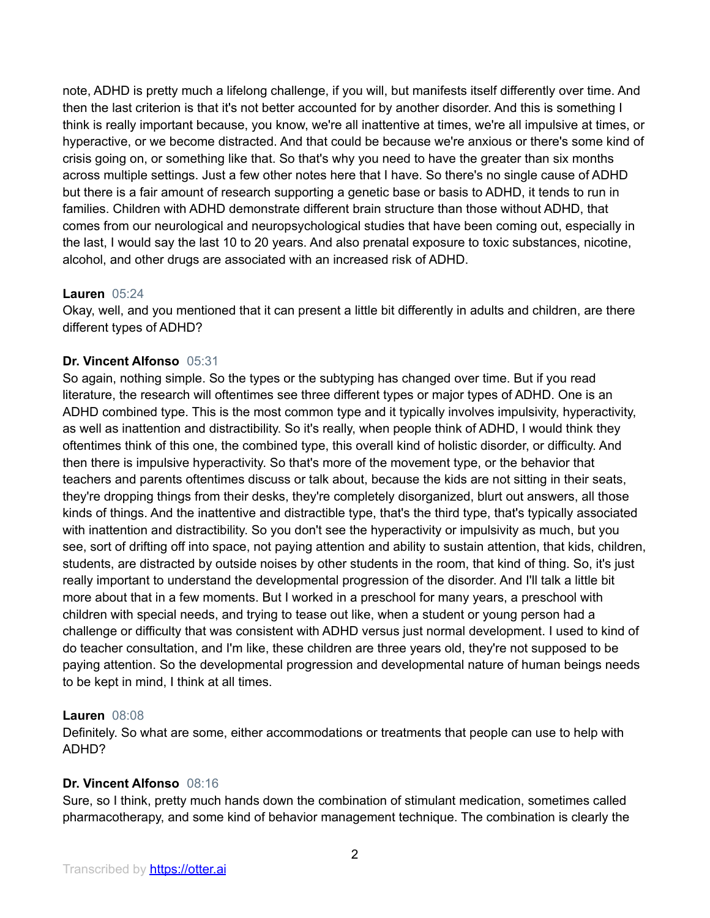note, ADHD is pretty much a lifelong challenge, if you will, but manifests itself differently over time. And then the last criterion is that it's not better accounted for by another disorder. And this is something I think is really important because, you know, we're all inattentive at times, we're all impulsive at times, or hyperactive, or we become distracted. And that could be because we're anxious or there's some kind of crisis going on, or something like that. So that's why you need to have the greater than six months across multiple settings. Just a few other notes here that I have. So there's no single cause of ADHD but there is a fair amount of research supporting a genetic base or basis to ADHD, it tends to run in families. Children with ADHD demonstrate different brain structure than those without ADHD, that comes from our neurological and neuropsychological studies that have been coming out, especially in the last, I would say the last 10 to 20 years. And also prenatal exposure to toxic substances, nicotine, alcohol, and other drugs are associated with an increased risk of ADHD.

**Lauren** 05:24
Okay, well, and you mentioned that it can present a little bit differently in adults and children, are there different types of ADHD?

**Dr. Vincent Alfonso** 05:31
So again, nothing simple. So the types or the subtyping has changed over time. But if you read literature, the research will oftentimes see three different types or major types of ADHD. One is an ADHD combined type. This is the most common type and it typically involves impulsivity, hyperactivity, as well as inattention and distractibility. So it's really, when people think of ADHD, I would think they oftentimes think of this one, the combined type, this overall kind of holistic disorder, or difficulty. And then there is impulsive hyperactivity. So that's more of the movement type, or the behavior that teachers and parents oftentimes discuss or talk about, because the kids are not sitting in their seats, they're dropping things from their desks, they're completely disorganized, blurt out answers, all those kinds of things. And the inattentive and distractible type, that's the third type, that's typically associated with inattention and distractibility. So you don't see the hyperactivity or impulsivity as much, but you see, sort of drifting off into space, not paying attention and ability to sustain attention, that kids, children, students, are distracted by outside noises by other students in the room, that kind of thing. So, it's just really important to understand the developmental progression of the disorder. And I'll talk a little bit more about that in a few moments. But I worked in a preschool for many years, a preschool with children with special needs, and trying to tease out like, when a student or young person had a challenge or difficulty that was consistent with ADHD versus just normal development. I used to kind of do teacher consultation, and I'm like, these children are three years old, they're not supposed to be paying attention. So the developmental progression and developmental nature of human beings needs to be kept in mind, I think at all times.

**Lauren** 08:08
Definitely. So what are some, either accommodations or treatments that people can use to help with ADHD?

**Dr. Vincent Alfonso** 08:16
Sure, so I think, pretty much hands down the combination of stimulant medication, sometimes called pharmacotherapy, and some kind of behavior management technique. The combination is clearly the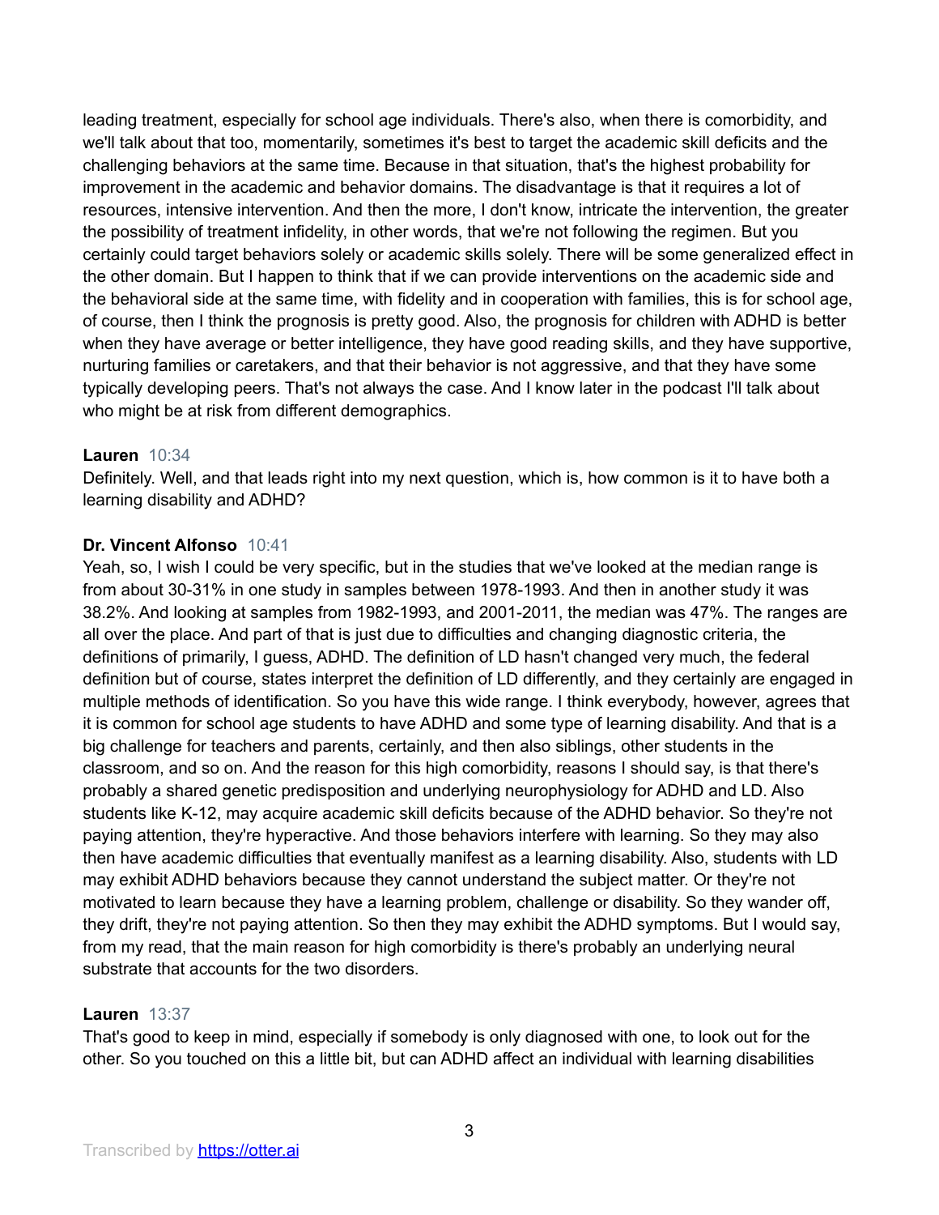leading treatment, especially for school age individuals. There's also, when there is comorbidity, and we'll talk about that too, momentarily, sometimes it's best to target the academic skill deficits and the challenging behaviors at the same time. Because in that situation, that's the highest probability for improvement in the academic and behavior domains. The disadvantage is that it requires a lot of resources, intensive intervention. And then the more, I don't know, intricate the intervention, the greater the possibility of treatment infidelity, in other words, that we're not following the regimen. But you certainly could target behaviors solely or academic skills solely. There will be some generalized effect in the other domain. But I happen to think that if we can provide interventions on the academic side and the behavioral side at the same time, with fidelity and in cooperation with families, this is for school age, of course, then I think the prognosis is pretty good. Also, the prognosis for children with ADHD is better when they have average or better intelligence, they have good reading skills, and they have supportive, nurturing families or caretakers, and that their behavior is not aggressive, and that they have some typically developing peers. That's not always the case. And I know later in the podcast I'll talk about who might be at risk from different demographics.

**Lauren** 10:34
Definitely. Well, and that leads right into my next question, which is, how common is it to have both a learning disability and ADHD?

**Dr. Vincent Alfonso** 10:41
Yeah, so, I wish I could be very specific, but in the studies that we've looked at the median range is from about 30-31% in one study in samples between 1978-1993. And then in another study it was 38.2%. And looking at samples from 1982-1993, and 2001-2011, the median was 47%. The ranges are all over the place. And part of that is just due to difficulties and changing diagnostic criteria, the definitions of primarily, I guess, ADHD. The definition of LD hasn't changed very much, the federal definition but of course, states interpret the definition of LD differently, and they certainly are engaged in multiple methods of identification. So you have this wide range. I think everybody, however, agrees that it is common for school age students to have ADHD and some type of learning disability. And that is a big challenge for teachers and parents, certainly, and then also siblings, other students in the classroom, and so on. And the reason for this high comorbidity, reasons I should say, is that there's probably a shared genetic predisposition and underlying neurophysiology for ADHD and LD. Also students like K-12, may acquire academic skill deficits because of the ADHD behavior. So they're not paying attention, they're hyperactive. And those behaviors interfere with learning. So they may also then have academic difficulties that eventually manifest as a learning disability. Also, students with LD may exhibit ADHD behaviors because they cannot understand the subject matter. Or they're not motivated to learn because they have a learning problem, challenge or disability. So they wander off, they drift, they're not paying attention. So then they may exhibit the ADHD symptoms. But I would say, from my read, that the main reason for high comorbidity is there's probably an underlying neural substrate that accounts for the two disorders.

**Lauren** 13:37
That's good to keep in mind, especially if somebody is only diagnosed with one, to look out for the other. So you touched on this a little bit, but can ADHD affect an individual with learning disabilities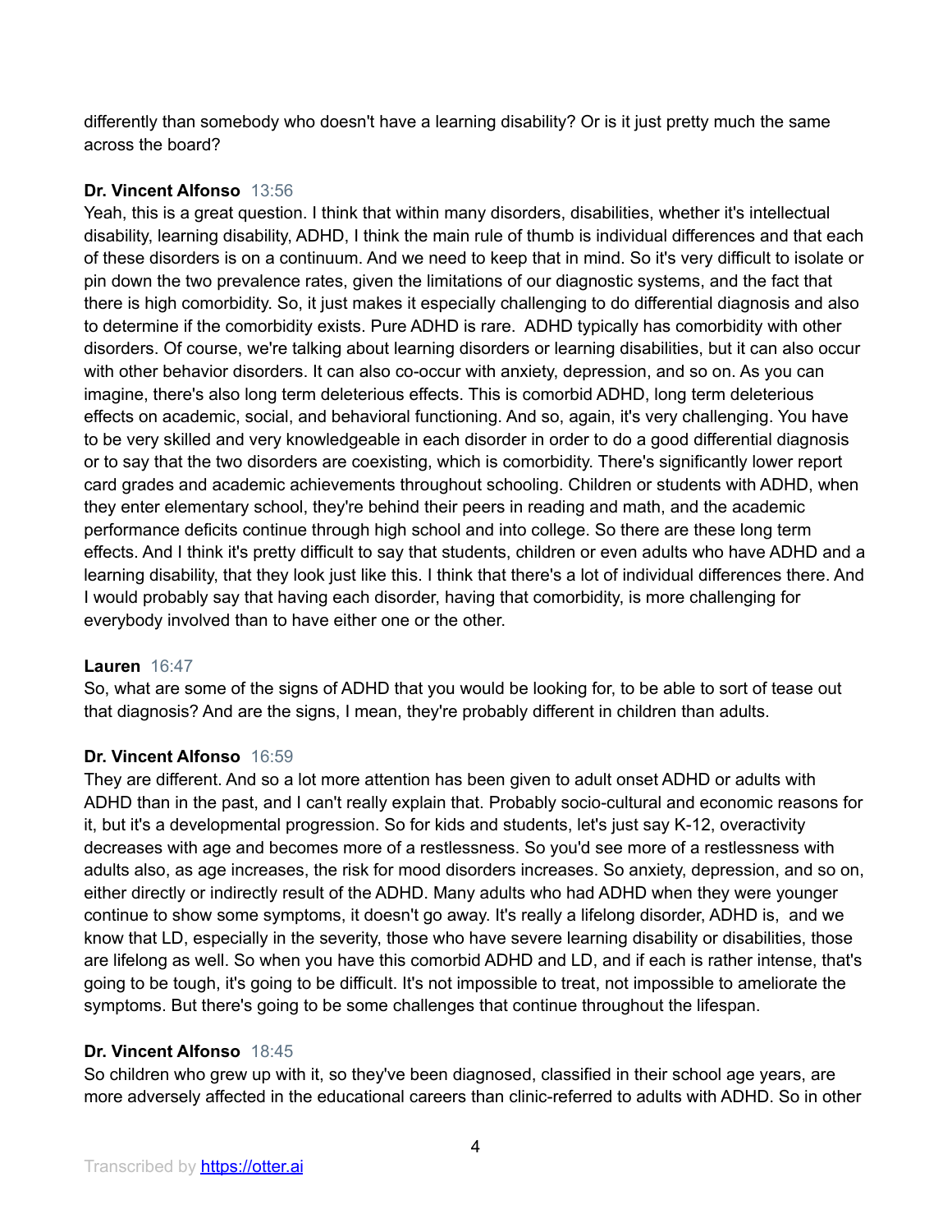differently than somebody who doesn't have a learning disability? Or is it just pretty much the same across the board?

**Dr. Vincent Alfonso** 13:56
Yeah, this is a great question. I think that within many disorders, disabilities, whether it's intellectual disability, learning disability, ADHD, I think the main rule of thumb is individual differences and that each of these disorders is on a continuum. And we need to keep that in mind. So it's very difficult to isolate or pin down the two prevalence rates, given the limitations of our diagnostic systems, and the fact that there is high comorbidity. So, it just makes it especially challenging to do differential diagnosis and also to determine if the comorbidity exists. Pure ADHD is rare. ADHD typically has comorbidity with other disorders. Of course, we're talking about learning disorders or learning disabilities, but it can also occur with other behavior disorders. It can also co-occur with anxiety, depression, and so on. As you can imagine, there's also long term deleterious effects. This is comorbid ADHD, long term deleterious effects on academic, social, and behavioral functioning. And so, again, it's very challenging. You have to be very skilled and very knowledgeable in each disorder in order to do a good differential diagnosis or to say that the two disorders are coexisting, which is comorbidity. There's significantly lower report card grades and academic achievements throughout schooling. Children or students with ADHD, when they enter elementary school, they're behind their peers in reading and math, and the academic performance deficits continue through high school and into college. So there are these long term effects. And I think it's pretty difficult to say that students, children or even adults who have ADHD and a learning disability, that they look just like this. I think that there's a lot of individual differences there. And I would probably say that having each disorder, having that comorbidity, is more challenging for everybody involved than to have either one or the other.

**Lauren** 16:47
So, what are some of the signs of ADHD that you would be looking for, to be able to sort of tease out that diagnosis? And are the signs, I mean, they're probably different in children than adults.

**Dr. Vincent Alfonso** 16:59
They are different. And so a lot more attention has been given to adult onset ADHD or adults with ADHD than in the past, and I can't really explain that. Probably socio-cultural and economic reasons for it, but it's a developmental progression. So for kids and students, let's just say K-12, overactivity decreases with age and becomes more of a restlessness. So you'd see more of a restlessness with adults also, as age increases, the risk for mood disorders increases. So anxiety, depression, and so on, either directly or indirectly result of the ADHD. Many adults who had ADHD when they were younger continue to show some symptoms, it doesn't go away. It's really a lifelong disorder, ADHD is, and we know that LD, especially in the severity, those who have severe learning disability or disabilities, those are lifelong as well. So when you have this comorbid ADHD and LD, and if each is rather intense, that's going to be tough, it's going to be difficult. It's not impossible to treat, not impossible to ameliorate the symptoms. But there's going to be some challenges that continue throughout the lifespan.

**Dr. Vincent Alfonso** 18:45
So children who grew up with it, so they've been diagnosed, classified in their school age years, are more adversely affected in the educational careers than clinic-referred to adults with ADHD. So in other

Transcribed by https://otter.ai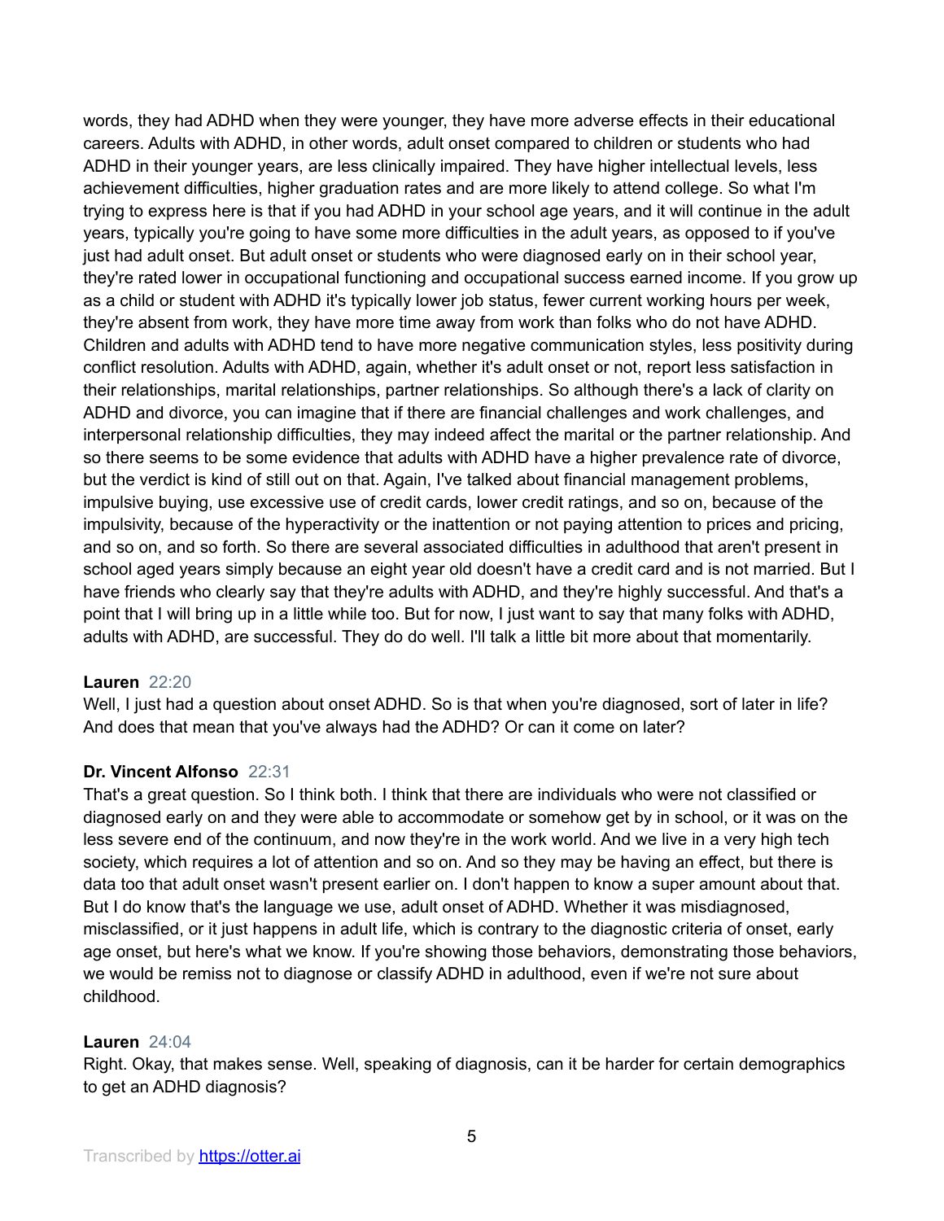words, they had ADHD when they were younger, they have more adverse effects in their educational careers. Adults with ADHD, in other words, adult onset compared to children or students who had ADHD in their younger years, are less clinically impaired. They have higher intellectual levels, less achievement difficulties, higher graduation rates and are more likely to attend college. So what I'm trying to express here is that if you had ADHD in your school age years, and it will continue in the adult years, typically you're going to have some more difficulties in the adult years, as opposed to if you've just had adult onset. But adult onset or students who were diagnosed early on in their school year, they're rated lower in occupational functioning and occupational success earned income. If you grow up as a child or student with ADHD it's typically lower job status, fewer current working hours per week, they're absent from work, they have more time away from work than folks who do not have ADHD. Children and adults with ADHD tend to have more negative communication styles, less positivity during conflict resolution. Adults with ADHD, again, whether it's adult onset or not, report less satisfaction in their relationships, marital relationships, partner relationships. So although there's a lack of clarity on ADHD and divorce, you can imagine that if there are financial challenges and work challenges, and interpersonal relationship difficulties, they may indeed affect the marital or the partner relationship. And so there seems to be some evidence that adults with ADHD have a higher prevalence rate of divorce, but the verdict is kind of still out on that. Again, I've talked about financial management problems, impulsive buying, use excessive use of credit cards, lower credit ratings, and so on, because of the impulsivity, because of the hyperactivity or the inattention or not paying attention to prices and pricing, and so on, and so forth. So there are several associated difficulties in adulthood that aren't present in school aged years simply because an eight year old doesn't have a credit card and is not married. But I have friends who clearly say that they're adults with ADHD, and they're highly successful. And that's a point that I will bring up in a little while too. But for now, I just want to say that many folks with ADHD, adults with ADHD, are successful. They do do well. I'll talk a little bit more about that momentarily.

**Lauren** 22:20

Well, I just had a question about onset ADHD. So is that when you're diagnosed, sort of later in life? And does that mean that you've always had the ADHD? Or can it come on later?

**Dr. Vincent Alfonso** 22:31

That's a great question. So I think both. I think that there are individuals who were not classified or diagnosed early on and they were able to accommodate or somehow get by in school, or it was on the less severe end of the continuum, and now they're in the work world. And we live in a very high tech society, which requires a lot of attention and so on. And so they may be having an effect, but there is data too that adult onset wasn't present earlier on. I don't happen to know a super amount about that. But I do know that's the language we use, adult onset of ADHD. Whether it was misdiagnosed, misclassified, or it just happens in adult life, which is contrary to the diagnostic criteria of onset, early age onset, but here's what we know. If you're showing those behaviors, demonstrating those behaviors, we would be remiss not to diagnose or classify ADHD in adulthood, even if we're not sure about childhood.

**Lauren** 24:04

Right. Okay, that makes sense. Well, speaking of diagnosis, can it be harder for certain demographics to get an ADHD diagnosis?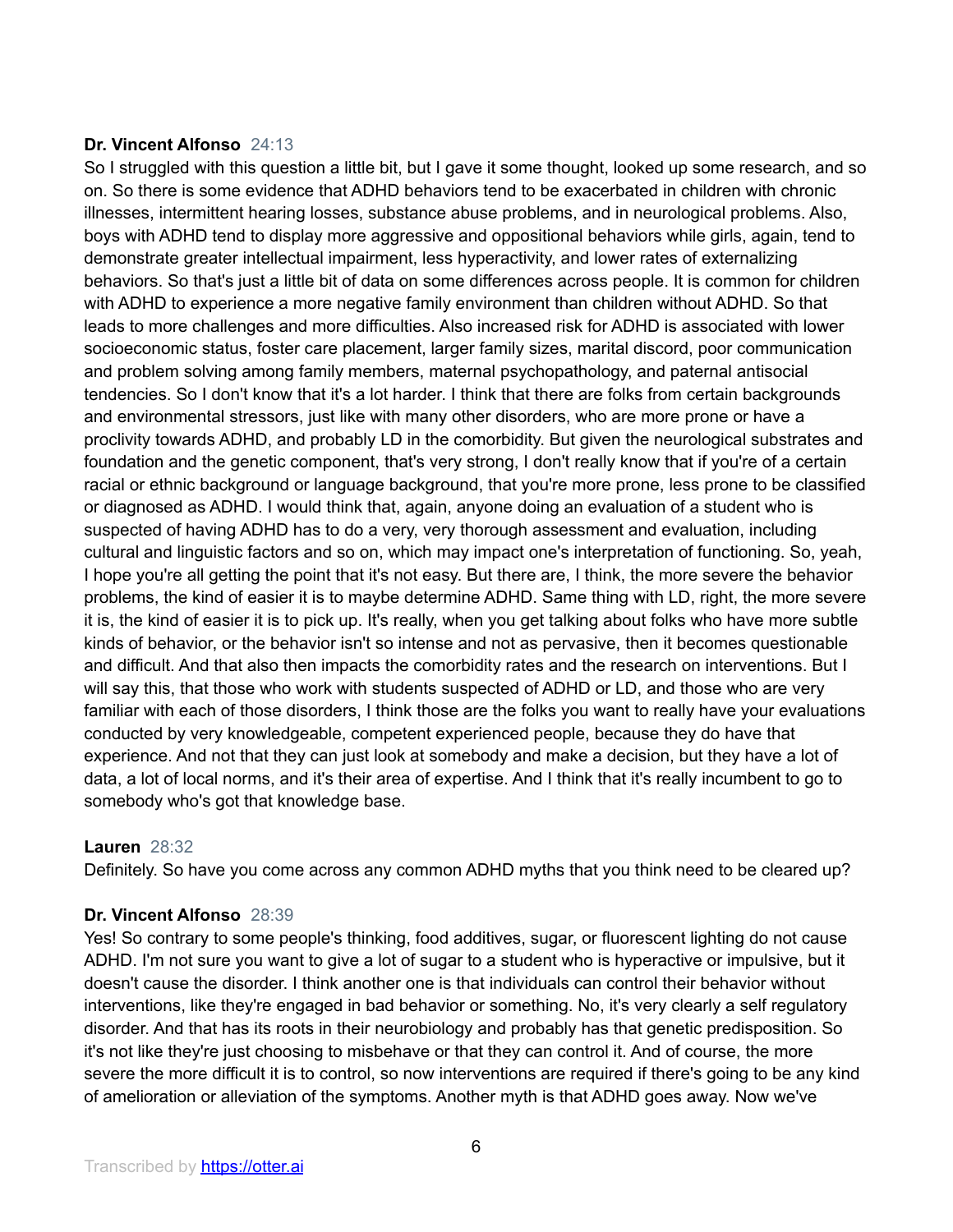**Dr. Vincent Alfonso** 24:13
So I struggled with this question a little bit, but I gave it some thought, looked up some research, and so on. So there is some evidence that ADHD behaviors tend to be exacerbated in children with chronic illnesses, intermittent hearing losses, substance abuse problems, and in neurological problems. Also, boys with ADHD tend to display more aggressive and oppositional behaviors while girls, again, tend to demonstrate greater intellectual impairment, less hyperactivity, and lower rates of externalizing behaviors. So that's just a little bit of data on some differences across people. It is common for children with ADHD to experience a more negative family environment than children without ADHD. So that leads to more challenges and more difficulties. Also increased risk for ADHD is associated with lower socioeconomic status, foster care placement, larger family sizes, marital discord, poor communication and problem solving among family members, maternal psychopathology, and paternal antisocial tendencies. So I don't know that it's a lot harder. I think that there are folks from certain backgrounds and environmental stressors, just like with many other disorders, who are more prone or have a proclivity towards ADHD, and probably LD in the comorbidity. But given the neurological substrates and foundation and the genetic component, that's very strong, I don't really know that if you're of a certain racial or ethnic background or language background, that you're more prone, less prone to be classified or diagnosed as ADHD. I would think that, again, anyone doing an evaluation of a student who is suspected of having ADHD has to do a very, very thorough assessment and evaluation, including cultural and linguistic factors and so on, which may impact one's interpretation of functioning. So, yeah, I hope you're all getting the point that it's not easy. But there are, I think, the more severe the behavior problems, the kind of easier it is to maybe determine ADHD. Same thing with LD, right, the more severe it is, the kind of easier it is to pick up. It's really, when you get talking about folks who have more subtle kinds of behavior, or the behavior isn't so intense and not as pervasive, then it becomes questionable and difficult. And that also then impacts the comorbidity rates and the research on interventions. But I will say this, that those who work with students suspected of ADHD or LD, and those who are very familiar with each of those disorders, I think those are the folks you want to really have your evaluations conducted by very knowledgeable, competent experienced people, because they do have that experience. And not that they can just look at somebody and make a decision, but they have a lot of data, a lot of local norms, and it's their area of expertise. And I think that it's really incumbent to go to somebody who's got that knowledge base.

**Lauren** 28:32
Definitely. So have you come across any common ADHD myths that you think need to be cleared up?

**Dr. Vincent Alfonso** 28:39
Yes! So contrary to some people's thinking, food additives, sugar, or fluorescent lighting do not cause ADHD. I'm not sure you want to give a lot of sugar to a student who is hyperactive or impulsive, but it doesn't cause the disorder. I think another one is that individuals can control their behavior without interventions, like they're engaged in bad behavior or something. No, it's very clearly a self regulatory disorder. And that has its roots in their neurobiology and probably has that genetic predisposition. So it's not like they're just choosing to misbehave or that they can control it. And of course, the more severe the more difficult it is to control, so now interventions are required if there's going to be any kind of amelioration or alleviation of the symptoms. Another myth is that ADHD goes away. Now we've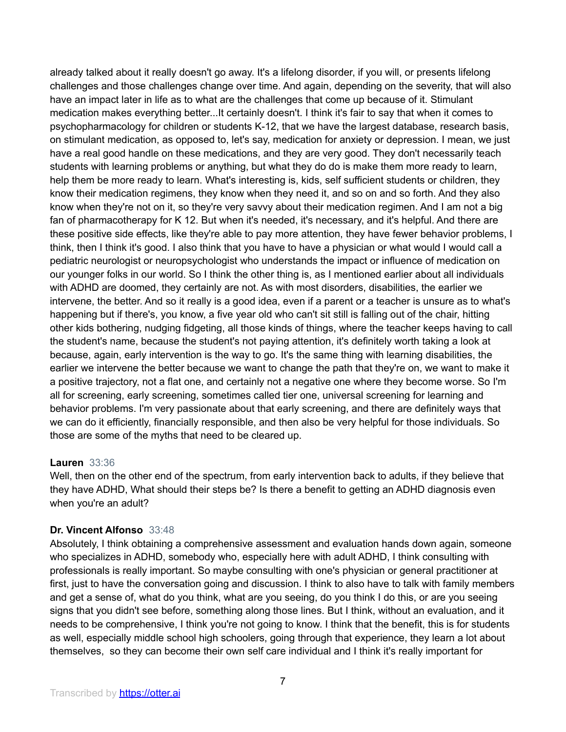already talked about it really doesn't go away. It's a lifelong disorder, if you will, or presents lifelong challenges and those challenges change over time. And again, depending on the severity, that will also have an impact later in life as to what are the challenges that come up because of it. Stimulant medication makes everything better...It certainly doesn't. I think it's fair to say that when it comes to psychopharmacology for children or students K-12, that we have the largest database, research basis, on stimulant medication, as opposed to, let's say, medication for anxiety or depression. I mean, we just have a real good handle on these medications, and they are very good. They don't necessarily teach students with learning problems or anything, but what they do do is make them more ready to learn, help them be more ready to learn. What's interesting is, kids, self sufficient students or children, they know their medication regimens, they know when they need it, and so on and so forth. And they also know when they're not on it, so they're very savvy about their medication regimen. And I am not a big fan of pharmacotherapy for K 12. But when it's needed, it's necessary, and it's helpful. And there are these positive side effects, like they're able to pay more attention, they have fewer behavior problems, I think, then I think it's good. I also think that you have to have a physician or what would I would call a pediatric neurologist or neuropsychologist who understands the impact or influence of medication on our younger folks in our world. So I think the other thing is, as I mentioned earlier about all individuals with ADHD are doomed, they certainly are not. As with most disorders, disabilities, the earlier we intervene, the better. And so it really is a good idea, even if a parent or a teacher is unsure as to what's happening but if there's, you know, a five year old who can't sit still is falling out of the chair, hitting other kids bothering, nudging fidgeting, all those kinds of things, where the teacher keeps having to call the student's name, because the student's not paying attention, it's definitely worth taking a look at because, again, early intervention is the way to go. It's the same thing with learning disabilities, the earlier we intervene the better because we want to change the path that they're on, we want to make it a positive trajectory, not a flat one, and certainly not a negative one where they become worse. So I'm all for screening, early screening, sometimes called tier one, universal screening for learning and behavior problems. I'm very passionate about that early screening, and there are definitely ways that we can do it efficiently, financially responsible, and then also be very helpful for those individuals. So those are some of the myths that need to be cleared up.

**Lauren** 33:36
Well, then on the other end of the spectrum, from early intervention back to adults, if they believe that they have ADHD, What should their steps be? Is there a benefit to getting an ADHD diagnosis even when you're an adult?

**Dr. Vincent Alfonso** 33:48
Absolutely, I think obtaining a comprehensive assessment and evaluation hands down again, someone who specializes in ADHD, somebody who, especially here with adult ADHD, I think consulting with professionals is really important. So maybe consulting with one's physician or general practitioner at first, just to have the conversation going and discussion. I think to also have to talk with family members and get a sense of, what do you think, what are you seeing, do you think I do this, or are you seeing signs that you didn't see before, something along those lines. But I think, without an evaluation, and it needs to be comprehensive, I think you're not going to know. I think that the benefit, this is for students as well, especially middle school high schoolers, going through that experience, they learn a lot about themselves, so they can become their own self care individual and I think it's really important for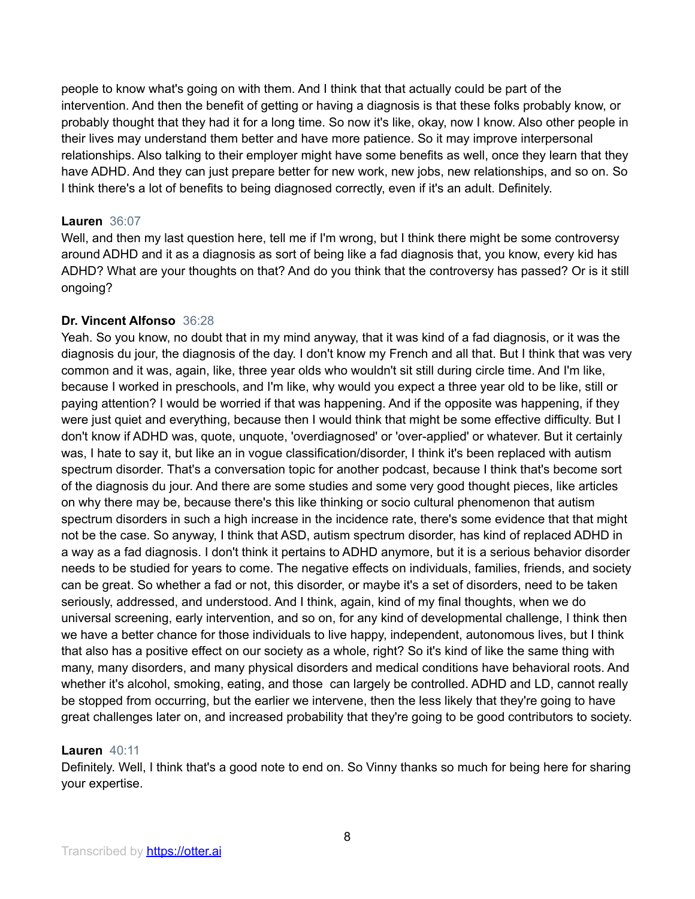people to know what's going on with them. And I think that that actually could be part of the intervention. And then the benefit of getting or having a diagnosis is that these folks probably know, or probably thought that they had it for a long time. So now it's like, okay, now I know. Also other people in their lives may understand them better and have more patience. So it may improve interpersonal relationships. Also talking to their employer might have some benefits as well, once they learn that they have ADHD. And they can just prepare better for new work, new jobs, new relationships, and so on. So I think there's a lot of benefits to being diagnosed correctly, even if it's an adult. Definitely.

**Lauren** 36:07
Well, and then my last question here, tell me if I'm wrong, but I think there might be some controversy around ADHD and it as a diagnosis as sort of being like a fad diagnosis that, you know, every kid has ADHD? What are your thoughts on that? And do you think that the controversy has passed? Or is it still ongoing?

**Dr. Vincent Alfonso** 36:28
Yeah. So you know, no doubt that in my mind anyway, that it was kind of a fad diagnosis, or it was the diagnosis du jour, the diagnosis of the day. I don't know my French and all that. But I think that was very common and it was, again, like, three year olds who wouldn't sit still during circle time. And I'm like, because I worked in preschools, and I'm like, why would you expect a three year old to be like, still or paying attention? I would be worried if that was happening. And if the opposite was happening, if they were just quiet and everything, because then I would think that might be some effective difficulty. But I don't know if ADHD was, quote, unquote, 'overdiagnosed' or 'over-applied' or whatever. But it certainly was, I hate to say it, but like an in vogue classification/disorder, I think it's been replaced with autism spectrum disorder. That's a conversation topic for another podcast, because I think that's become sort of the diagnosis du jour. And there are some studies and some very good thought pieces, like articles on why there may be, because there's this like thinking or socio cultural phenomenon that autism spectrum disorders in such a high increase in the incidence rate, there's some evidence that that might not be the case. So anyway, I think that ASD, autism spectrum disorder, has kind of replaced ADHD in a way as a fad diagnosis. I don't think it pertains to ADHD anymore, but it is a serious behavior disorder needs to be studied for years to come. The negative effects on individuals, families, friends, and society can be great. So whether a fad or not, this disorder, or maybe it's a set of disorders, need to be taken seriously, addressed, and understood. And I think, again, kind of my final thoughts, when we do universal screening, early intervention, and so on, for any kind of developmental challenge, I think then we have a better chance for those individuals to live happy, independent, autonomous lives, but I think that also has a positive effect on our society as a whole, right? So it's kind of like the same thing with many, many disorders, and many physical disorders and medical conditions have behavioral roots. And whether it's alcohol, smoking, eating, and those can largely be controlled. ADHD and LD, cannot really be stopped from occurring, but the earlier we intervene, then the less likely that they're going to have great challenges later on, and increased probability that they're going to be good contributors to society.

**Lauren** 40:11
Definitely. Well, I think that's a good note to end on. So Vinny thanks so much for being here for sharing your expertise.

Transcribed by https://otter.ai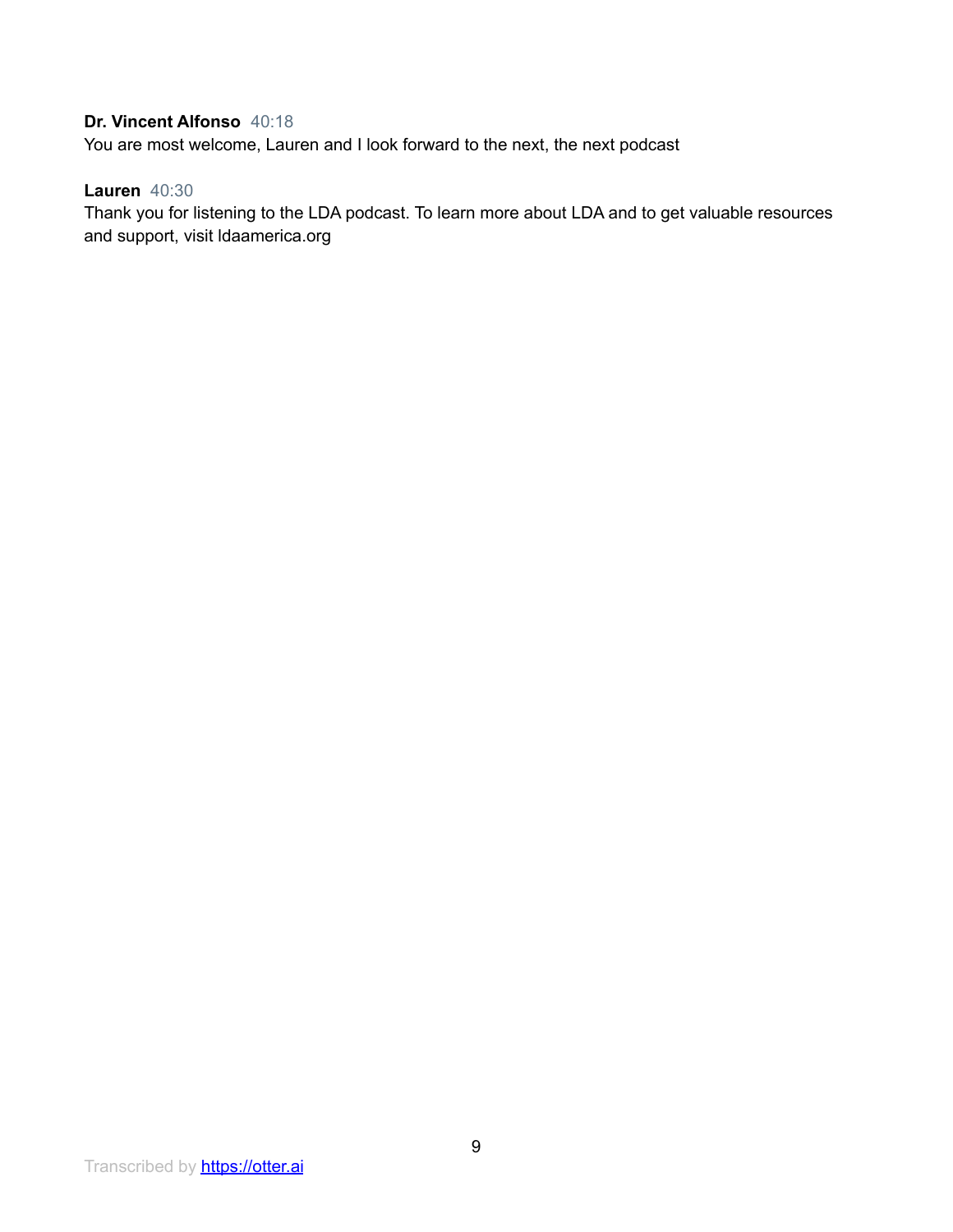**Dr. Vincent Alfonso** 40:18
You are most welcome, Lauren and I look forward to the next, the next podcast

**Lauren** 40:30
Thank you for listening to the LDA podcast. To learn more about LDA and to get valuable resources and support, visit ldaamerica.org